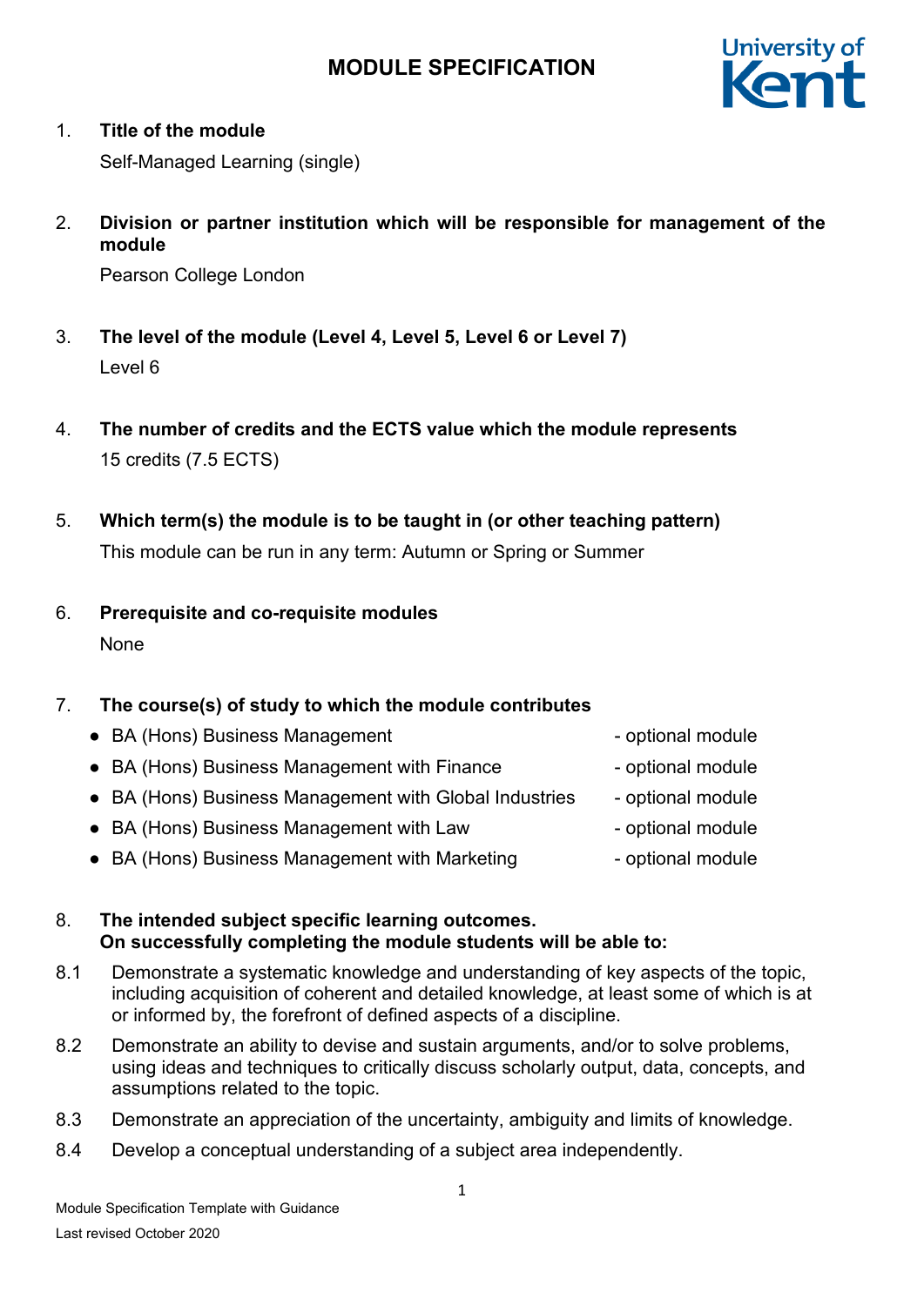# MODULE SPECIFICATION

1. **Title of the module**

   Self-Managed Learning (single)

2. **Division or partner institution which will be responsible for management of the module**

   Pearson College London

3. **The level of the module (Level 4, Level 5, Level 6 or Level 7)**

   Level 6

4. **The number of credits and the ECTS value which the module represents**

   15 credits (7.5 ECTS)

5. **Which term(s) the module is to be taught in (or other teaching pattern)**

   This module can be run in any term: Autumn or Spring or Summer

6. **Prerequisite and co-requisite modules**

   None

7. **The course(s) of study to which the module contributes**

   - BA (Hons) Business Management - optional module
   - BA (Hons) Business Management with Finance - optional module
   - BA (Hons) Business Management with Global Industries - optional module
   - BA (Hons) Business Management with Law - optional module
   - BA (Hons) Business Management with Marketing - optional module

8. **The intended subject specific learning outcomes.**
   **On successfully completing the module students will be able to:**

8.1 Demonstrate a systematic knowledge and understanding of key aspects of the topic, including acquisition of coherent and detailed knowledge, at least some of which is at or informed by, the forefront of defined aspects of a discipline.

8.2 Demonstrate an ability to devise and sustain arguments, and/or to solve problems, using ideas and techniques to critically discuss scholarly output, data, concepts, and assumptions related to the topic.

8.3 Demonstrate an appreciation of the uncertainty, ambiguity and limits of knowledge.

8.4 Develop a conceptual understanding of a subject area independently.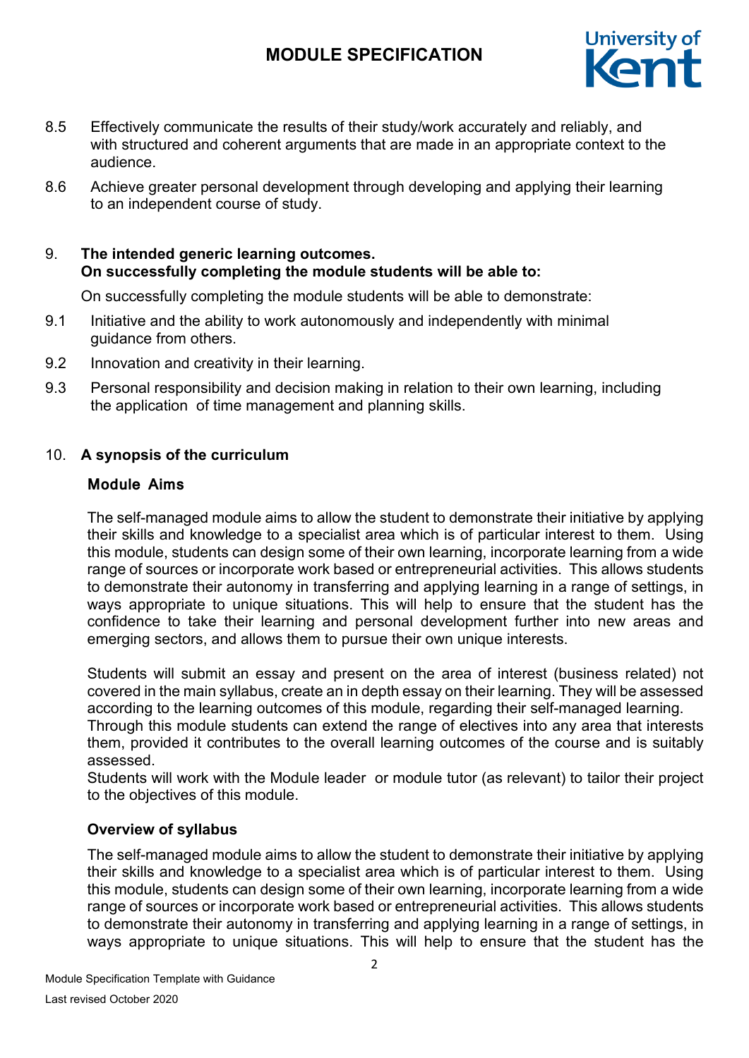8.5 Effectively communicate the results of their study/work accurately and reliably, and with structured and coherent arguments that are made in an appropriate context to the audience.

8.6 Achieve greater personal development through developing and applying their learning to an independent course of study.

## 9. The intended generic learning outcomes. On successfully completing the module students will be able to:

On successfully completing the module students will be able to demonstrate:

9.1 Initiative and the ability to work autonomously and independently with minimal guidance from others.

9.2 Innovation and creativity in their learning.

9.3 Personal responsibility and decision making in relation to their own learning, including the application of time management and planning skills.

## 10. A synopsis of the curriculum

### Module Aims

The self-managed module aims to allow the student to demonstrate their initiative by applying their skills and knowledge to a specialist area which is of particular interest to them. Using this module, students can design some of their own learning, incorporate learning from a wide range of sources or incorporate work based or entrepreneurial activities. This allows students to demonstrate their autonomy in transferring and applying learning in a range of settings, in ways appropriate to unique situations. This will help to ensure that the student has the confidence to take their learning and personal development further into new areas and emerging sectors, and allows them to pursue their own unique interests.

Students will submit an essay and present on the area of interest (business related) not covered in the main syllabus, create an in depth essay on their learning. They will be assessed according to the learning outcomes of this module, regarding their self-managed learning.
Through this module students can extend the range of electives into any area that interests them, provided it contributes to the overall learning outcomes of the course and is suitably assessed.
Students will work with the Module leader or module tutor (as relevant) to tailor their project to the objectives of this module.

### Overview of syllabus

The self-managed module aims to allow the student to demonstrate their initiative by applying their skills and knowledge to a specialist area which is of particular interest to them. Using this module, students can design some of their own learning, incorporate learning from a wide range of sources or incorporate work based or entrepreneurial activities. This allows students to demonstrate their autonomy in transferring and applying learning in a range of settings, in ways appropriate to unique situations. This will help to ensure that the student has the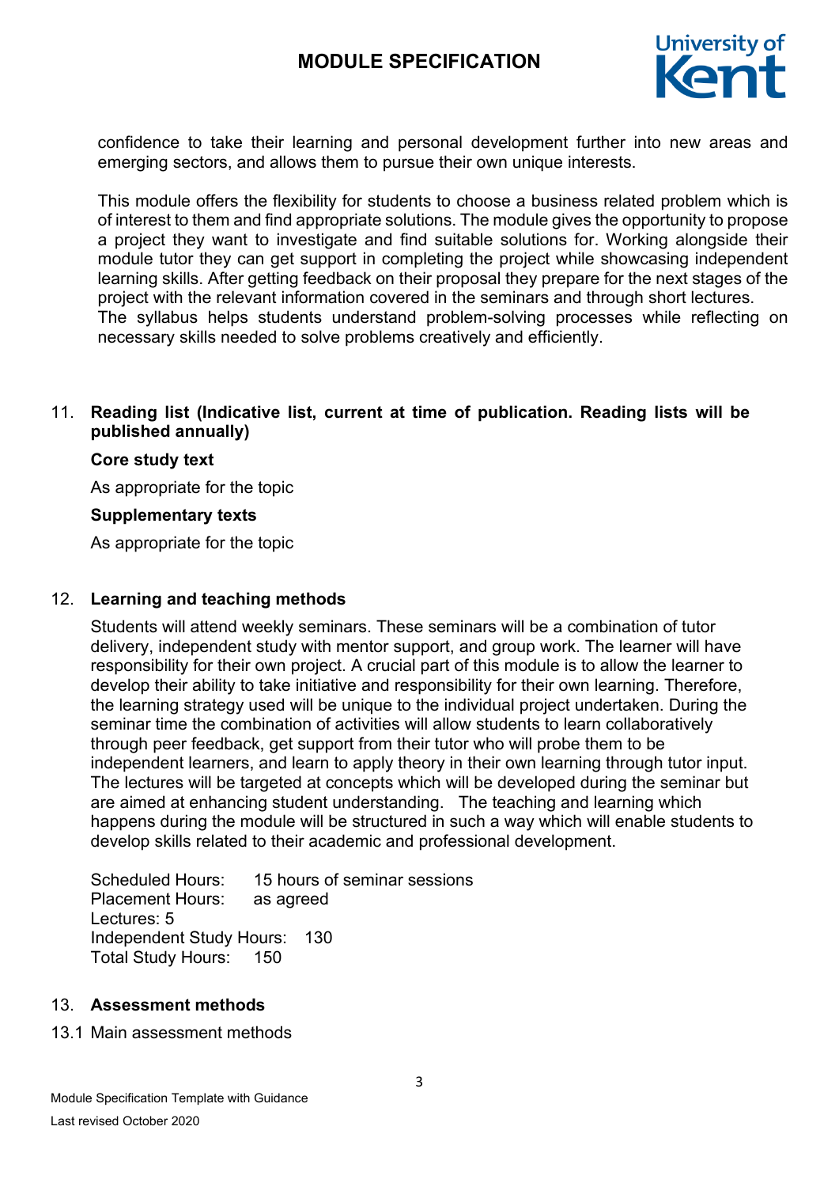confidence to take their learning and personal development further into new areas and emerging sectors, and allows them to pursue their own unique interests.

This module offers the flexibility for students to choose a business related problem which is of interest to them and find appropriate solutions. The module gives the opportunity to propose a project they want to investigate and find suitable solutions for. Working alongside their module tutor they can get support in completing the project while showcasing independent learning skills. After getting feedback on their proposal they prepare for the next stages of the project with the relevant information covered in the seminars and through short lectures.
The syllabus helps students understand problem-solving processes while reflecting on necessary skills needed to solve problems creatively and efficiently.

## 11. Reading list (Indicative list, current at time of publication. Reading lists will be published annually)

**Core study text**

As appropriate for the topic

**Supplementary texts**

As appropriate for the topic

## 12. Learning and teaching methods

Students will attend weekly seminars. These seminars will be a combination of tutor delivery, independent study with mentor support, and group work. The learner will have responsibility for their own project. A crucial part of this module is to allow the learner to develop their ability to take initiative and responsibility for their own learning. Therefore, the learning strategy used will be unique to the individual project undertaken. During the seminar time the combination of activities will allow students to learn collaboratively through peer feedback, get support from their tutor who will probe them to be independent learners, and learn to apply theory in their own learning through tutor input. The lectures will be targeted at concepts which will be developed during the seminar but are aimed at enhancing student understanding. The teaching and learning which happens during the module will be structured in such a way which will enable students to develop skills related to their academic and professional development.

Scheduled Hours: 15 hours of seminar sessions
Placement Hours: as agreed
Lectures: 5
Independent Study Hours: 130
Total Study Hours: 150

## 13. Assessment methods

13.1 Main assessment methods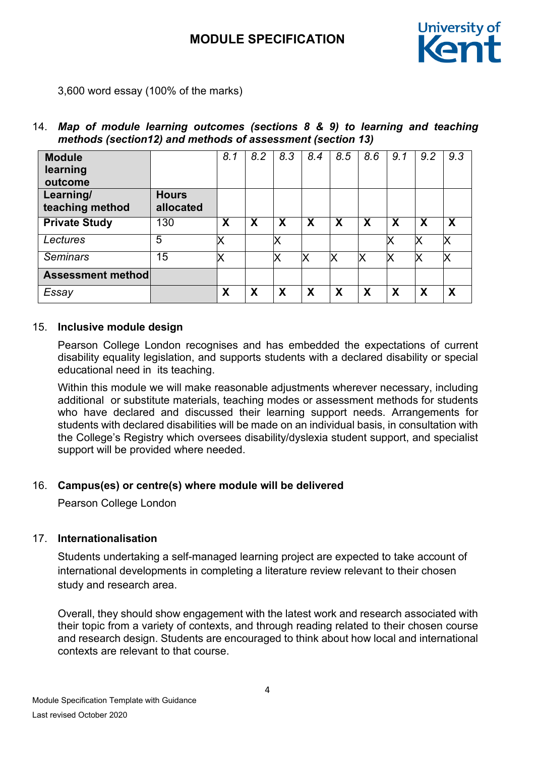3,600 word essay (100% of the marks)

14. ***Map of module learning outcomes (sections 8 & 9) to learning and teaching methods (section12) and methods of assessment (section 13)***

| **Module learning outcome** | | *8.1* | *8.2* | *8.3* | *8.4* | *8.5* | *8.6* | *9.1* | *9.2* | *9.3* |
|---|---|---|---|---|---|---|---|---|---|---|
| **Learning/ teaching method** | **Hours allocated** | | | | | | | | | |
| **Private Study** | 130 | **X** | **X** | **X** | **X** | **X** | **X** | **X** | **X** | **X** |
| *Lectures* | 5 | X | | X | | | | X | X | X |
| *Seminars* | 15 | X | | X | X | X | X | X | X | X |
| **Assessment method** | | | | | | | | | | |
| *Essay* | | **X** | **X** | **X** | **X** | **X** | **X** | **X** | **X** | **X** |

15. **Inclusive module design**

Pearson College London recognises and has embedded the expectations of current disability equality legislation, and supports students with a declared disability or special educational need in its teaching.

Within this module we will make reasonable adjustments wherever necessary, including additional or substitute materials, teaching modes or assessment methods for students who have declared and discussed their learning support needs. Arrangements for students with declared disabilities will be made on an individual basis, in consultation with the College's Registry which oversees disability/dyslexia student support, and specialist support will be provided where needed.

16. **Campus(es) or centre(s) where module will be delivered**

Pearson College London

17. **Internationalisation**

Students undertaking a self-managed learning project are expected to take account of international developments in completing a literature review relevant to their chosen study and research area.

Overall, they should show engagement with the latest work and research associated with their topic from a variety of contexts, and through reading related to their chosen course and research design. Students are encouraged to think about how local and international contexts are relevant to that course.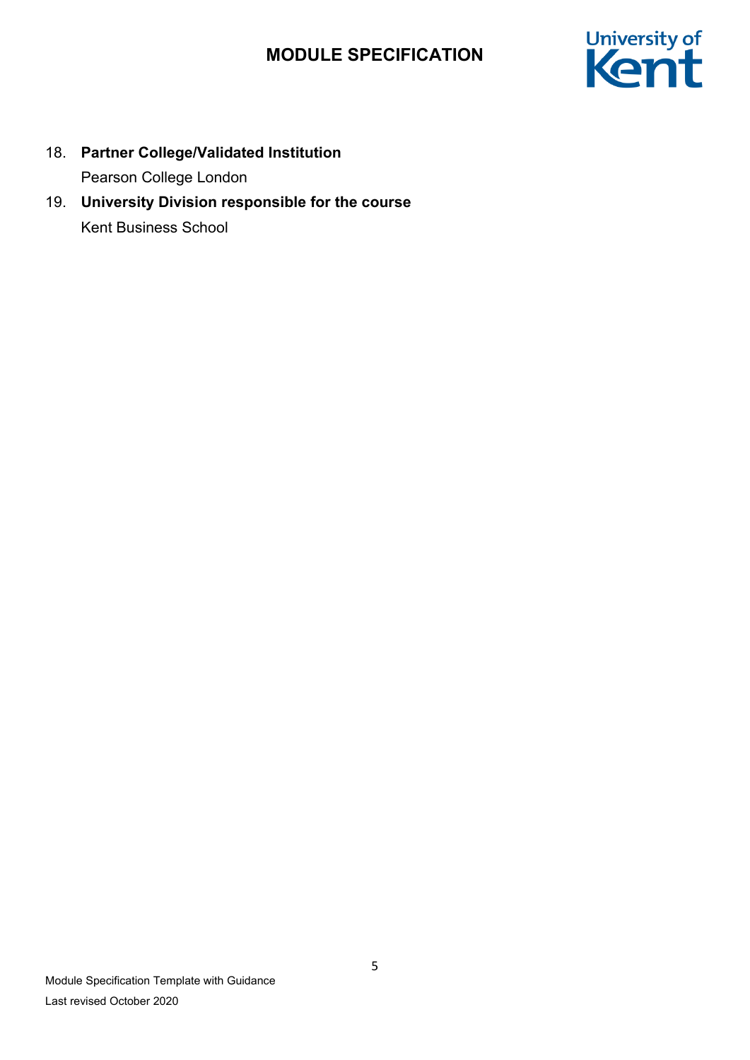18. **Partner College/Validated Institution**

    Pearson College London

19. **University Division responsible for the course**

    Kent Business School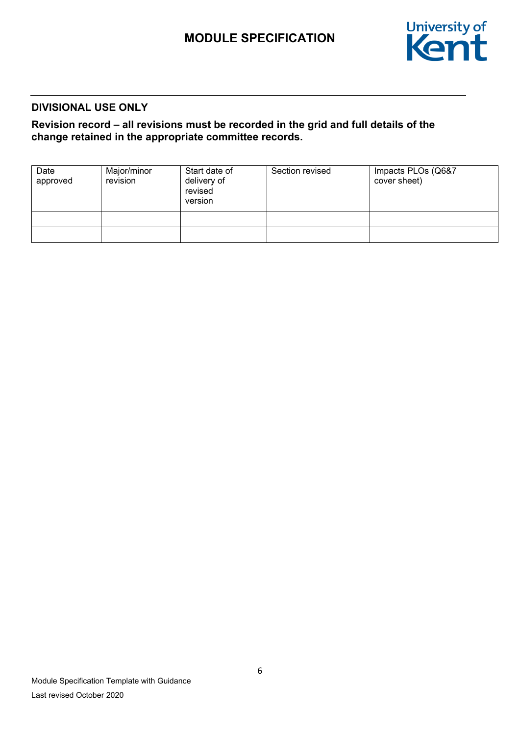## DIVISIONAL USE ONLY

**Revision record – all revisions must be recorded in the grid and full details of the change retained in the appropriate committee records.**

| Date approved | Major/minor revision | Start date of delivery of revised version | Section revised | Impacts PLOs (Q6&7 cover sheet) |
|---|---|---|---|---|
| | | | | |
| | | | | |